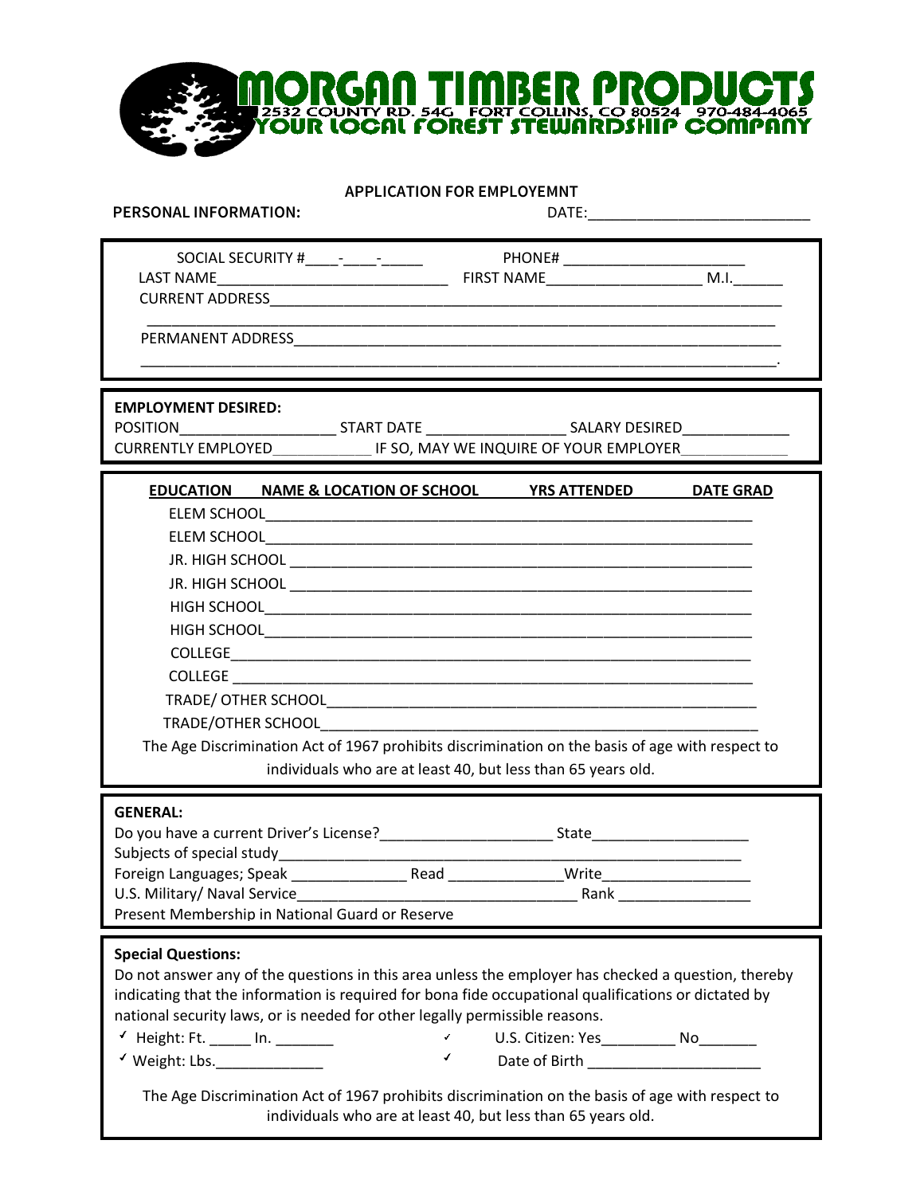# MORGAN TIMBER PRODUCTS

2532 COUNTY RD. 54G FORT COLLINS, CO 80524 970-484-4065

YOUR LOCAL FOREST STEWARDSHIP COMPANY

## APPLICATION FOR EMPLOYEMNT

**PERSONAL INFORMATION:** DATE:___________________________

SOCIAL SECURITY #____-____-_____ PHONE# ______________________

LAST NAME____________________________ FIRST NAME___________________ M.I.______

CURRENT ADDRESS_________________________________________________________________

_______________________________________________________________________________

PERMANENT ADDRESS_______________________________________________________________

_______________________________________________________________________________.

**EMPLOYMENT DESIRED:**

POSITION___________________ START DATE ________________ SALARY DESIRED_____________

CURRENTLY EMPLOYED____________ IF SO, MAY WE INQUIRE OF YOUR EMPLOYER____________

| **EDUCATION** | **NAME & LOCATION OF SCHOOL** | **YRS ATTENDED** | **DATE GRAD** |
|---|---|---|---|
| ELEM SCHOOL | | | |
| ELEM SCHOOL | | | |
| JR. HIGH SCHOOL | | | |
| JR. HIGH SCHOOL | | | |
| HIGH SCHOOL | | | |
| HIGH SCHOOL | | | |
| COLLEGE | | | |
| COLLEGE | | | |
| TRADE/ OTHER SCHOOL | | | |
| TRADE/OTHER SCHOOL | | | |

The Age Discrimination Act of 1967 prohibits discrimination on the basis of age with respect to individuals who are at least 40, but less than 65 years old.

**GENERAL:**

Do you have a current Driver's License?____________________ State__________________

Subjects of special study__________________________________________________________

Foreign Languages; Speak ______________ Read ______________Write__________________

U.S. Military/ Naval Service__________________________________ Rank ________________

Present Membership in National Guard or Reserve

**Special Questions:**

Do not answer any of the questions in this area unless the employer has checked a question, thereby indicating that the information is required for bona fide occupational qualifications or dictated by national security laws, or is needed for other legally permissible reasons.

✓ Height: Ft. _____ In. _______ ✓ U.S. Citizen: Yes_________ No_______

✓ Weight: Lbs._____________ ✓ Date of Birth _____________________

The Age Discrimination Act of 1967 prohibits discrimination on the basis of age with respect to individuals who are at least 40, but less than 65 years old.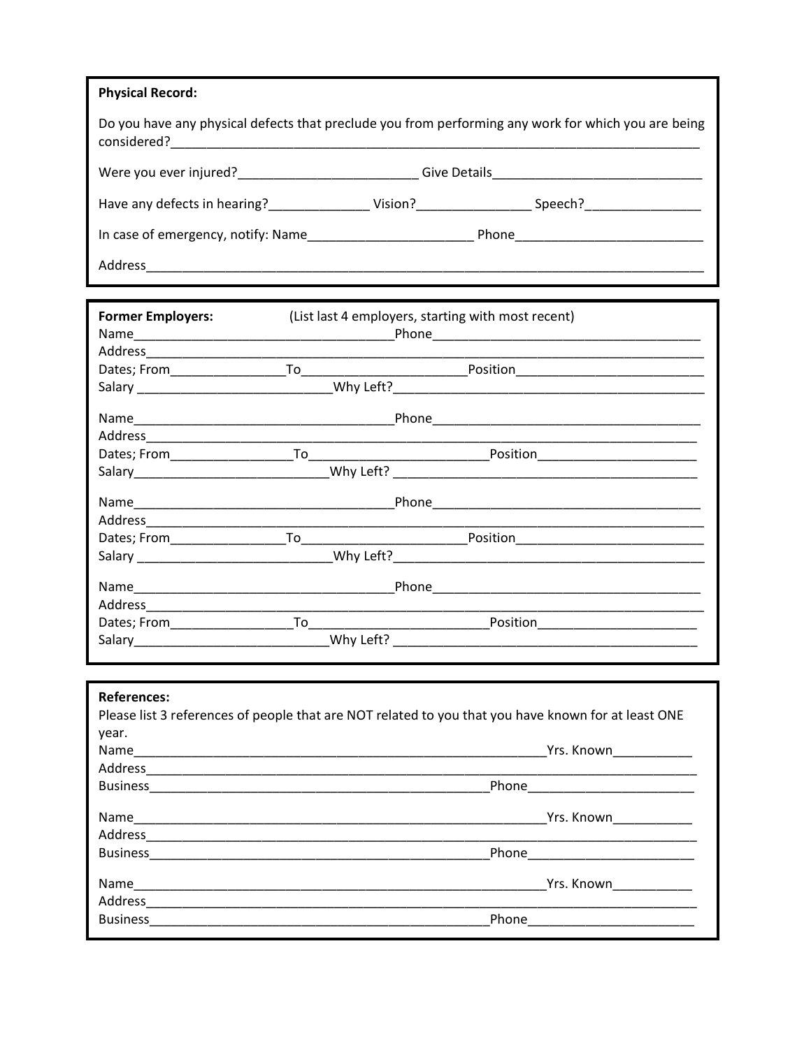**Physical Record:**

Do you have any physical defects that preclude you from performing any work for which you are being considered?\_\_\_\_\_\_\_\_\_\_\_\_\_\_\_\_\_\_\_\_\_\_\_\_\_\_\_\_\_\_\_\_\_\_\_\_\_\_\_\_\_\_\_\_

Were you ever injured?\_\_\_\_\_\_\_\_\_\_\_\_\_\_\_\_\_\_\_\_ Give Details\_\_\_\_\_\_\_\_\_\_\_\_\_\_\_\_\_\_\_\_\_\_\_\_

Have any defects in hearing?\_\_\_\_\_\_\_\_\_\_\_\_ Vision?\_\_\_\_\_\_\_\_\_\_\_\_ Speech?\_\_\_\_\_\_\_\_\_\_\_\_

In case of emergency, notify: Name\_\_\_\_\_\_\_\_\_\_\_\_\_\_\_\_\_\_\_\_ Phone\_\_\_\_\_\_\_\_\_\_\_\_\_\_\_\_\_\_\_\_

Address\_\_\_\_\_\_\_\_\_\_\_\_\_\_\_\_\_\_\_\_\_\_\_\_\_\_\_\_\_\_\_\_\_\_\_\_\_\_\_\_\_\_\_\_\_\_\_\_\_\_\_\_\_\_\_\_\_\_

**Former Employers:** (List last 4 employers, starting with most recent)

Name\_\_\_\_\_\_\_\_\_\_\_\_\_\_\_\_\_\_\_\_\_\_\_\_\_\_\_\_\_\_Phone\_\_\_\_\_\_\_\_\_\_\_\_\_\_\_\_\_\_\_\_\_\_\_\_\_\_\_\_\_\_
Address\_\_\_\_\_\_\_\_\_\_\_\_\_\_\_\_\_\_\_\_\_\_\_\_\_\_\_\_\_\_\_\_\_\_\_\_\_\_\_\_\_\_\_\_\_\_\_\_\_\_\_\_\_\_\_\_\_\_
Dates; From\_\_\_\_\_\_\_\_\_\_\_\_To\_\_\_\_\_\_\_\_\_\_\_\_\_\_\_\_\_\_Position\_\_\_\_\_\_\_\_\_\_\_\_\_\_\_\_\_\_\_\_
Salary \_\_\_\_\_\_\_\_\_\_\_\_\_\_\_\_\_\_\_\_\_\_Why Left?\_\_\_\_\_\_\_\_\_\_\_\_\_\_\_\_\_\_\_\_\_\_\_\_\_\_\_\_\_\_\_\_\_\_\_\_

Name\_\_\_\_\_\_\_\_\_\_\_\_\_\_\_\_\_\_\_\_\_\_\_\_\_\_\_\_\_\_Phone\_\_\_\_\_\_\_\_\_\_\_\_\_\_\_\_\_\_\_\_\_\_\_\_\_\_\_\_\_\_
Address\_\_\_\_\_\_\_\_\_\_\_\_\_\_\_\_\_\_\_\_\_\_\_\_\_\_\_\_\_\_\_\_\_\_\_\_\_\_\_\_\_\_\_\_\_\_\_\_\_\_\_\_\_\_\_\_\_\_
Dates; From\_\_\_\_\_\_\_\_\_\_\_\_To\_\_\_\_\_\_\_\_\_\_\_\_\_\_\_\_\_\_Position\_\_\_\_\_\_\_\_\_\_\_\_\_\_\_\_\_\_\_\_
Salary\_\_\_\_\_\_\_\_\_\_\_\_\_\_\_\_\_\_\_\_\_\_Why Left? \_\_\_\_\_\_\_\_\_\_\_\_\_\_\_\_\_\_\_\_\_\_\_\_\_\_\_\_\_\_\_\_\_\_\_\_

Name\_\_\_\_\_\_\_\_\_\_\_\_\_\_\_\_\_\_\_\_\_\_\_\_\_\_\_\_\_\_Phone\_\_\_\_\_\_\_\_\_\_\_\_\_\_\_\_\_\_\_\_\_\_\_\_\_\_\_\_\_\_
Address\_\_\_\_\_\_\_\_\_\_\_\_\_\_\_\_\_\_\_\_\_\_\_\_\_\_\_\_\_\_\_\_\_\_\_\_\_\_\_\_\_\_\_\_\_\_\_\_\_\_\_\_\_\_\_\_\_\_
Dates; From\_\_\_\_\_\_\_\_\_\_\_\_To\_\_\_\_\_\_\_\_\_\_\_\_\_\_\_\_\_\_Position\_\_\_\_\_\_\_\_\_\_\_\_\_\_\_\_\_\_\_\_
Salary \_\_\_\_\_\_\_\_\_\_\_\_\_\_\_\_\_\_\_\_\_\_Why Left?\_\_\_\_\_\_\_\_\_\_\_\_\_\_\_\_\_\_\_\_\_\_\_\_\_\_\_\_\_\_\_\_\_\_\_\_

Name\_\_\_\_\_\_\_\_\_\_\_\_\_\_\_\_\_\_\_\_\_\_\_\_\_\_\_\_\_\_Phone\_\_\_\_\_\_\_\_\_\_\_\_\_\_\_\_\_\_\_\_\_\_\_\_\_\_\_\_\_\_
Address\_\_\_\_\_\_\_\_\_\_\_\_\_\_\_\_\_\_\_\_\_\_\_\_\_\_\_\_\_\_\_\_\_\_\_\_\_\_\_\_\_\_\_\_\_\_\_\_\_\_\_\_\_\_\_\_\_\_
Dates; From\_\_\_\_\_\_\_\_\_\_\_\_To\_\_\_\_\_\_\_\_\_\_\_\_\_\_\_\_\_\_Position\_\_\_\_\_\_\_\_\_\_\_\_\_\_\_\_\_\_\_\_
Salary\_\_\_\_\_\_\_\_\_\_\_\_\_\_\_\_\_\_\_\_\_\_Why Left? \_\_\_\_\_\_\_\_\_\_\_\_\_\_\_\_\_\_\_\_\_\_\_\_\_\_\_\_\_\_\_\_\_\_\_\_

**References:**

Please list 3 references of people that are NOT related to you that you have known for at least ONE year.

Name\_\_\_\_\_\_\_\_\_\_\_\_\_\_\_\_\_\_\_\_\_\_\_\_\_\_\_\_\_\_\_\_\_\_\_\_\_\_\_\_\_\_\_\_\_\_Yrs. Known\_\_\_\_\_\_\_\_\_
Address\_\_\_\_\_\_\_\_\_\_\_\_\_\_\_\_\_\_\_\_\_\_\_\_\_\_\_\_\_\_\_\_\_\_\_\_\_\_\_\_\_\_\_\_\_\_\_\_\_\_\_\_\_\_\_\_\_\_
Business\_\_\_\_\_\_\_\_\_\_\_\_\_\_\_\_\_\_\_\_\_\_\_\_\_\_\_\_\_\_\_\_\_\_\_\_\_\_Phone\_\_\_\_\_\_\_\_\_\_\_\_\_\_\_\_\_\_\_\_

Name\_\_\_\_\_\_\_\_\_\_\_\_\_\_\_\_\_\_\_\_\_\_\_\_\_\_\_\_\_\_\_\_\_\_\_\_\_\_\_\_\_\_\_\_\_\_Yrs. Known\_\_\_\_\_\_\_\_\_
Address\_\_\_\_\_\_\_\_\_\_\_\_\_\_\_\_\_\_\_\_\_\_\_\_\_\_\_\_\_\_\_\_\_\_\_\_\_\_\_\_\_\_\_\_\_\_\_\_\_\_\_\_\_\_\_\_\_\_
Business\_\_\_\_\_\_\_\_\_\_\_\_\_\_\_\_\_\_\_\_\_\_\_\_\_\_\_\_\_\_\_\_\_\_\_\_\_\_Phone\_\_\_\_\_\_\_\_\_\_\_\_\_\_\_\_\_\_\_\_

Name\_\_\_\_\_\_\_\_\_\_\_\_\_\_\_\_\_\_\_\_\_\_\_\_\_\_\_\_\_\_\_\_\_\_\_\_\_\_\_\_\_\_\_\_\_\_Yrs. Known\_\_\_\_\_\_\_\_\_
Address\_\_\_\_\_\_\_\_\_\_\_\_\_\_\_\_\_\_\_\_\_\_\_\_\_\_\_\_\_\_\_\_\_\_\_\_\_\_\_\_\_\_\_\_\_\_\_\_\_\_\_\_\_\_\_\_\_\_
Business\_\_\_\_\_\_\_\_\_\_\_\_\_\_\_\_\_\_\_\_\_\_\_\_\_\_\_\_\_\_\_\_\_\_\_\_\_\_Phone\_\_\_\_\_\_\_\_\_\_\_\_\_\_\_\_\_\_\_\_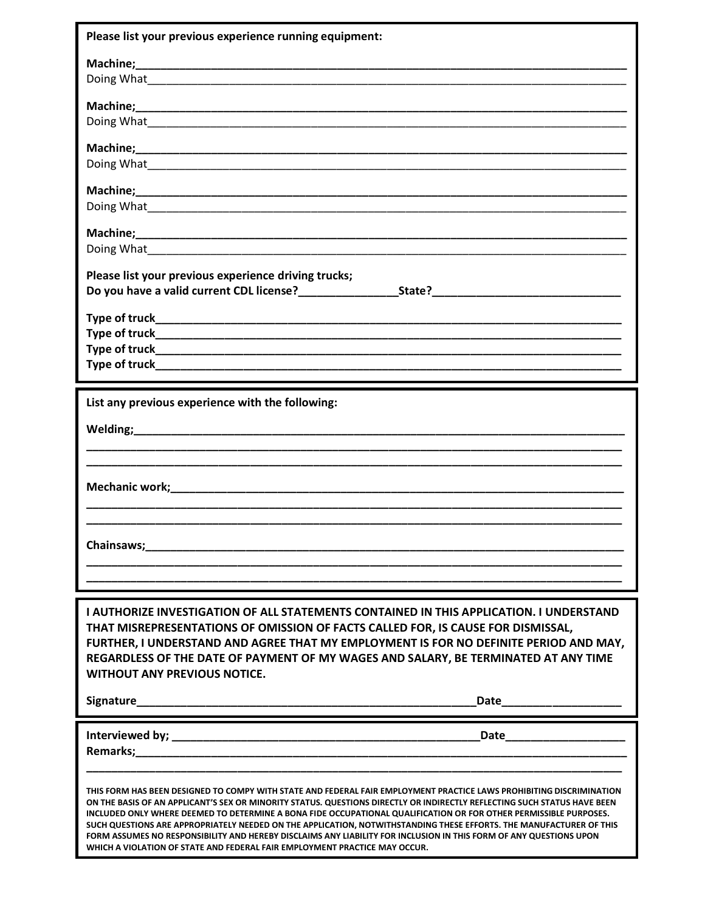**Please list your previous experience running equipment:**

**Machine;**_______________________________________________
Doing What_______________________________________________

**Machine;**_______________________________________________
Doing What_______________________________________________

**Machine;**_______________________________________________
Doing What_______________________________________________

**Machine;**_______________________________________________
Doing What_______________________________________________

**Machine;**_______________________________________________
Doing What_______________________________________________

**Please list your previous experience driving trucks;**
**Do you have a valid current CDL license?**_______________**State?**_______________

**Type of truck**_______________________________________________
**Type of truck**_______________________________________________
**Type of truck**_______________________________________________
**Type of truck**_______________________________________________

**List any previous experience with the following:**

**Welding;**_______________________________________________
_______________________________________________
_______________________________________________

**Mechanic work;**_______________________________________________
_______________________________________________
_______________________________________________

**Chainsaws;**_______________________________________________
_______________________________________________
_______________________________________________

**I AUTHORIZE INVESTIGATION OF ALL STATEMENTS CONTAINED IN THIS APPLICATION. I UNDERSTAND THAT MISREPRESENTATIONS OF OMISSION OF FACTS CALLED FOR, IS CAUSE FOR DISMISSAL, FURTHER, I UNDERSTAND AND AGREE THAT MY EMPLOYMENT IS FOR NO DEFINITE PERIOD AND MAY, REGARDLESS OF THE DATE OF PAYMENT OF MY WAGES AND SALARY, BE TERMINATED AT ANY TIME WITHOUT ANY PREVIOUS NOTICE.**

**Signature**_______________________________________________**Date**_______________

**Interviewed by;** _______________________________________________**Date**_______________
**Remarks;**_______________________________________________
_______________________________________________

**THIS FORM HAS BEEN DESIGNED TO COMPY WITH STATE AND FEDERAL FAIR EMPLOYMENT PRACTICE LAWS PROHIBITING DISCRIMINATION ON THE BASIS OF AN APPLICANT'S SEX OR MINORITY STATUS. QUESTIONS DIRECTLY OR INDIRECTLY REFLECTING SUCH STATUS HAVE BEEN INCLUDED ONLY WHERE DEEMED TO DETERMINE A BONA FIDE OCCUPATIONAL QUALIFICATION OR FOR OTHER PERMISSIBLE PURPOSES. SUCH QUESTIONS ARE APPROPRIATELY NEEDED ON THE APPLICATION, NOTWITHSTANDING THESE EFFORTS. THE MANUFACTURER OF THIS FORM ASSUMES NO RESPONSIBILITY AND HEREBY DISCLAIMS ANY LIABILITY FOR INCLUSION IN THIS FORM OF ANY QUESTIONS UPON WHICH A VIOLATION OF STATE AND FEDERAL FAIR EMPLOYMENT PRACTICE MAY OCCUR.**